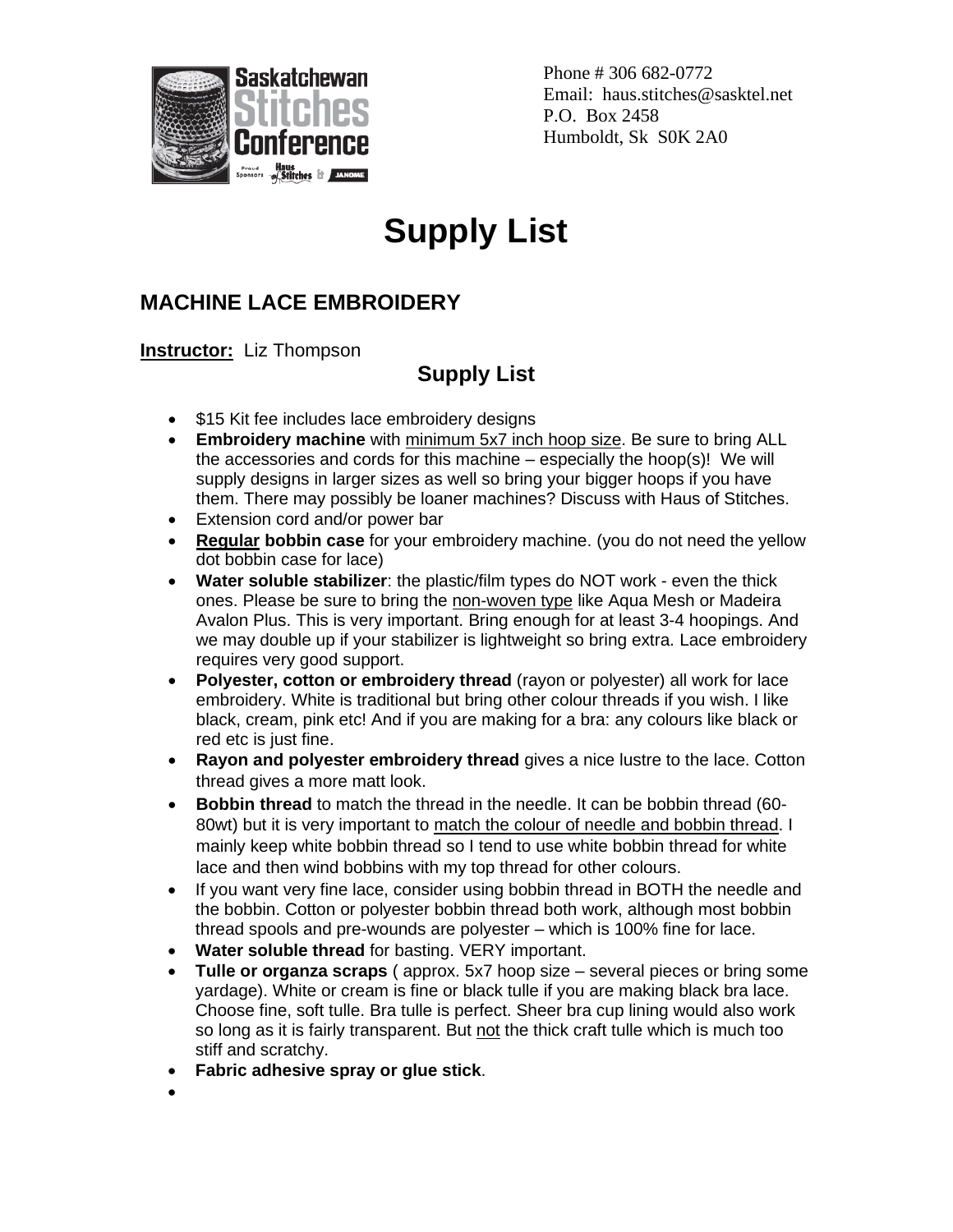Phone # 306 682-0772
Email: haus.stitches@sasktel.net
P.O. Box 2458
Humboldt, Sk S0K 2A0

# Supply List

## MACHINE LACE EMBROIDERY

**Instructor:** Liz Thompson

### Supply List

- $15 Kit fee includes lace embroidery designs
- **Embroidery machine** with minimum 5x7 inch hoop size. Be sure to bring ALL the accessories and cords for this machine – especially the hoop(s)! We will supply designs in larger sizes as well so bring your bigger hoops if you have them. There may possibly be loaner machines? Discuss with Haus of Stitches.
- Extension cord and/or power bar
- **Regular bobbin case** for your embroidery machine. (you do not need the yellow dot bobbin case for lace)
- **Water soluble stabilizer**: the plastic/film types do NOT work - even the thick ones. Please be sure to bring the non-woven type like Aqua Mesh or Madeira Avalon Plus. This is very important. Bring enough for at least 3-4 hoopings. And we may double up if your stabilizer is lightweight so bring extra. Lace embroidery requires very good support.
- **Polyester, cotton or embroidery thread** (rayon or polyester) all work for lace embroidery. White is traditional but bring other colour threads if you wish. I like black, cream, pink etc! And if you are making for a bra: any colours like black or red etc is just fine.
- **Rayon and polyester embroidery thread** gives a nice lustre to the lace. Cotton thread gives a more matt look.
- **Bobbin thread** to match the thread in the needle. It can be bobbin thread (60-80wt) but it is very important to match the colour of needle and bobbin thread. I mainly keep white bobbin thread so I tend to use white bobbin thread for white lace and then wind bobbins with my top thread for other colours.
- If you want very fine lace, consider using bobbin thread in BOTH the needle and the bobbin. Cotton or polyester bobbin thread both work, although most bobbin thread spools and pre-wounds are polyester – which is 100% fine for lace.
- **Water soluble thread** for basting. VERY important.
- **Tulle or organza scraps** ( approx. 5x7 hoop size – several pieces or bring some yardage). White or cream is fine or black tulle if you are making black bra lace. Choose fine, soft tulle. Bra tulle is perfect. Sheer bra cup lining would also work so long as it is fairly transparent. But not the thick craft tulle which is much too stiff and scratchy.
- **Fabric adhesive spray or glue stick**.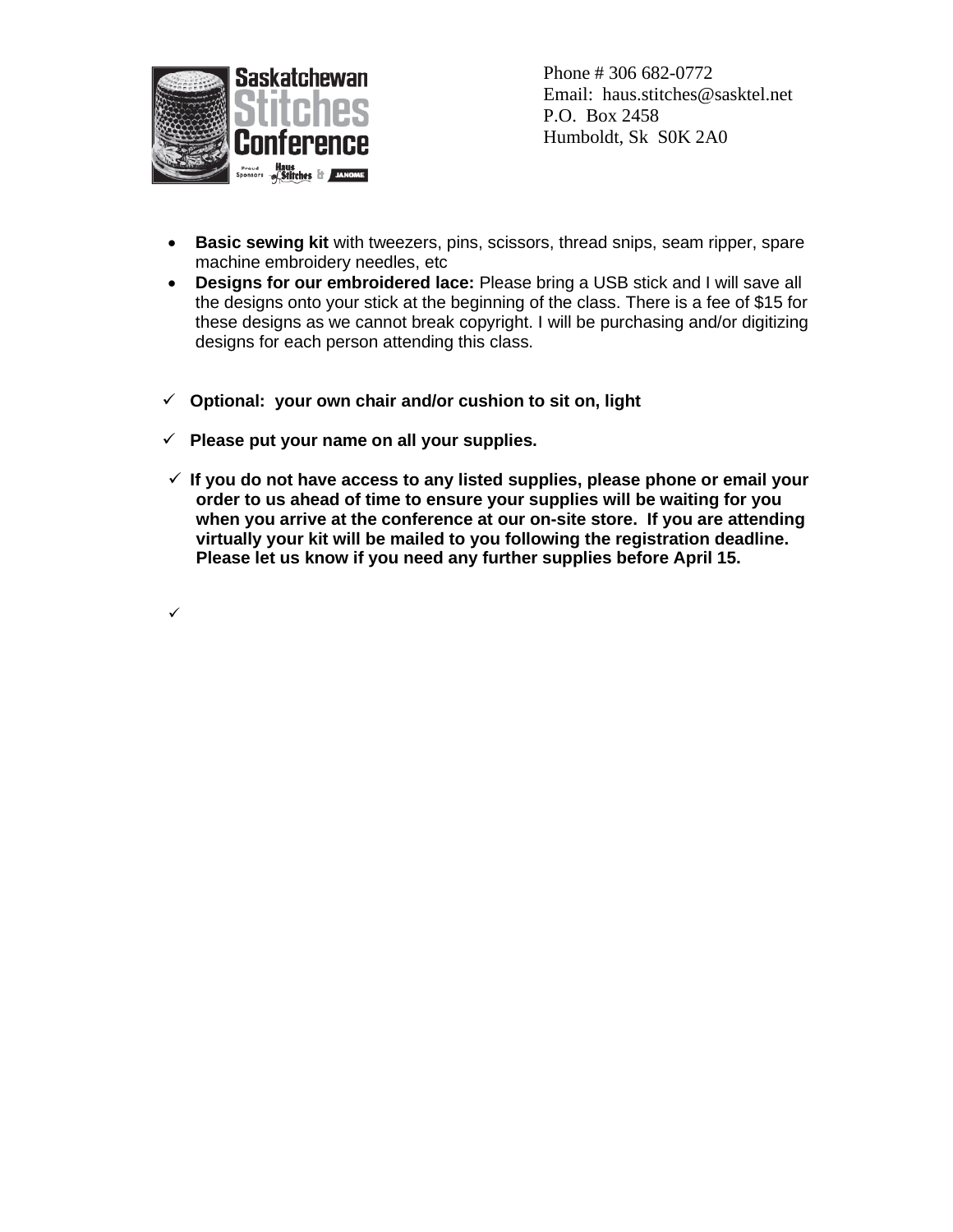Phone # 306 682-0772
Email: haus.stitches@sasktel.net
P.O. Box 2458
Humboldt, Sk S0K 2A0

- **Basic sewing kit** with tweezers, pins, scissors, thread snips, seam ripper, spare machine embroidery needles, etc
- **Designs for our embroidered lace:** Please bring a USB stick and I will save all the designs onto your stick at the beginning of the class. There is a fee of $15 for these designs as we cannot break copyright. I will be purchasing and/or digitizing designs for each person attending this class.

- ✓ **Optional: your own chair and/or cushion to sit on, light**
- ✓ **Please put your name on all your supplies.**
- ✓ **If you do not have access to any listed supplies, please phone or email your order to us ahead of time to ensure your supplies will be waiting for you when you arrive at the conference at our on-site store. If you are attending virtually your kit will be mailed to you following the registration deadline. Please let us know if you need any further supplies before April 15.**
- ✓